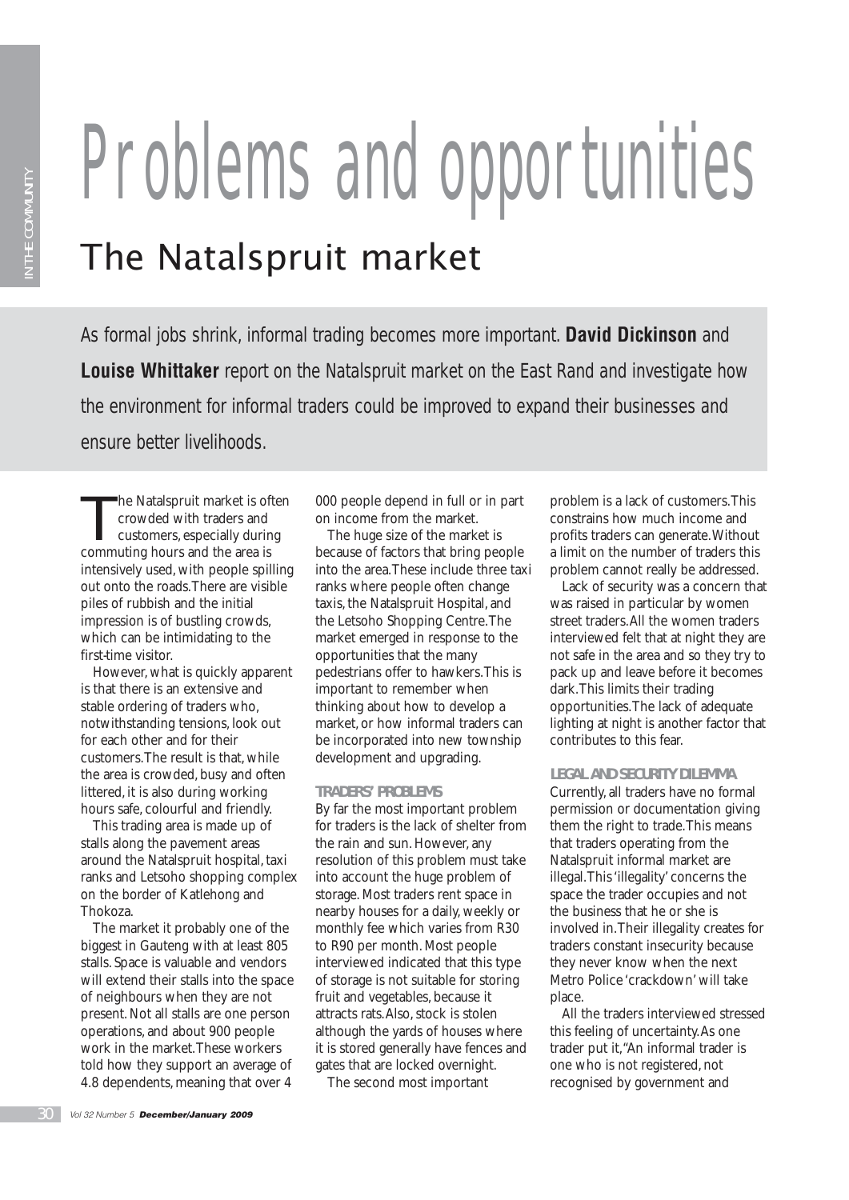# Problems and opportunities

## The Natalspruit market

*As formal jobs shrink, informal trading becomes more important.* ***David Dickinson*** *and* ***Louise Whittaker*** *report on the Natalspruit market on the East Rand and investigate how the environment for informal traders could be improved to expand their businesses and ensure better livelihoods.*

The Natalspruit market is often crowded with traders and customers, especially during commuting hours and the area is intensively used, with people spilling out onto the roads. There are visible piles of rubbish and the initial impression is of bustling crowds, which can be intimidating to the first-time visitor.

However, what is quickly apparent is that there is an extensive and stable ordering of traders who, notwithstanding tensions, look out for each other and for their customers. The result is that, while the area is crowded, busy and often littered, it is also during working hours safe, colourful and friendly.

This trading area is made up of stalls along the pavement areas around the Natalspruit hospital, taxi ranks and Letsoho shopping complex on the border of Katlehong and Thokoza.

The market it probably one of the biggest in Gauteng with at least 805 stalls. Space is valuable and vendors will extend their stalls into the space of neighbours when they are not present. Not all stalls are one person operations, and about 900 people work in the market. These workers told how they support an average of 4.8 dependents, meaning that over 4 000 people depend in full or in part on income from the market.

The huge size of the market is because of factors that bring people into the area. These include three taxi ranks where people often change taxis, the Natalspruit Hospital, and the Letsoho Shopping Centre. The market emerged in response to the opportunities that the many pedestrians offer to hawkers. This is important to remember when thinking about how to develop a market, or how informal traders can be incorporated into new township development and upgrading.

### TRADERS' PROBLEMS

By far the most important problem for traders is the lack of shelter from the rain and sun. However, any resolution of this problem must take into account the huge problem of storage. Most traders rent space in nearby houses for a daily, weekly or monthly fee which varies from R30 to R90 per month. Most people interviewed indicated that this type of storage is not suitable for storing fruit and vegetables, because it attracts rats. Also, stock is stolen although the yards of houses where it is stored generally have fences and gates that are locked overnight.

The second most important problem is a lack of customers. This constrains how much income and profits traders can generate. Without a limit on the number of traders this problem cannot really be addressed.

Lack of security was a concern that was raised in particular by women street traders. All the women traders interviewed felt that at night they are not safe in the area and so they try to pack up and leave before it becomes dark. This limits their trading opportunities. The lack of adequate lighting at night is another factor that contributes to this fear.

### LEGAL AND SECURITY DILEMMA

Currently, all traders have no formal permission or documentation giving them the right to trade. This means that traders operating from the Natalspruit informal market are illegal. This 'illegality' concerns the space the trader occupies and not the business that he or she is involved in. Their illegality creates for traders constant insecurity because they never know when the next Metro Police 'crackdown' will take place.

All the traders interviewed stressed this feeling of uncertainty. As one trader put it, "An informal trader is one who is not registered, not recognised by government and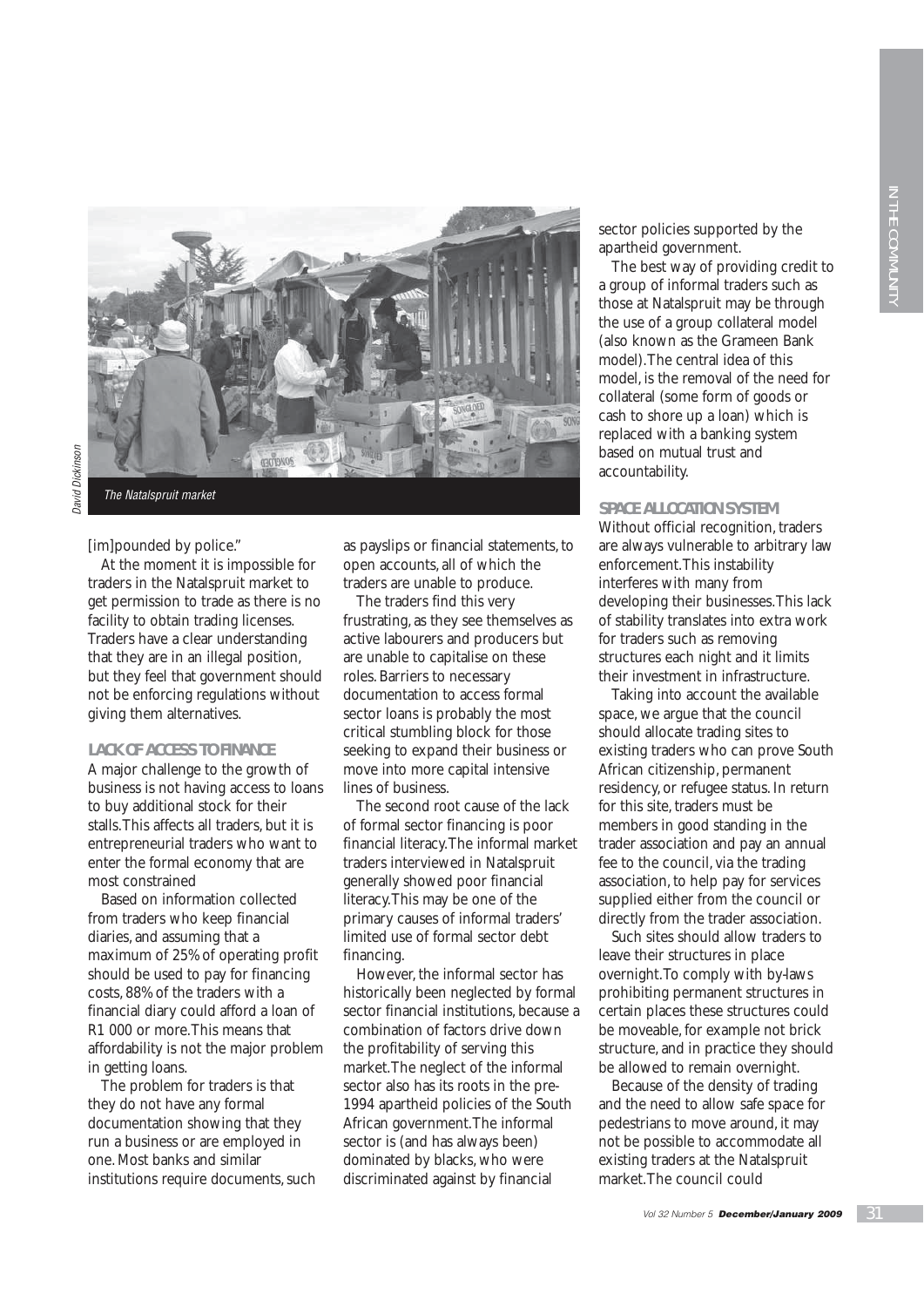*The Natalspruit market*

[im]pounded by police."

At the moment it is impossible for traders in the Natalspruit market to get permission to trade as there is no facility to obtain trading licenses. Traders have a clear understanding that they are in an illegal position, but they feel that government should not be enforcing regulations without giving them alternatives.

## LACK OF ACCESS TO FINANCE

A major challenge to the growth of business is not having access to loans to buy additional stock for their stalls. This affects all traders, but it is entrepreneurial traders who want to enter the formal economy that are most constrained

Based on information collected from traders who keep financial diaries, and assuming that a maximum of 25% of operating profit should be used to pay for financing costs, 88% of the traders with a financial diary could afford a loan of R1 000 or more. This means that affordability is not the major problem in getting loans.

The problem for traders is that they do not have any formal documentation showing that they run a business or are employed in one. Most banks and similar institutions require documents, such as payslips or financial statements, to open accounts, all of which the traders are unable to produce.

The traders find this very frustrating, as they see themselves as active labourers and producers but are unable to capitalise on these roles. Barriers to necessary documentation to access formal sector loans is probably the most critical stumbling block for those seeking to expand their business or move into more capital intensive lines of business.

The second root cause of the lack of formal sector financing is poor financial literacy. The informal market traders interviewed in Natalspruit generally showed poor financial literacy. This may be one of the primary causes of informal traders' limited use of formal sector debt financing.

However, the informal sector has historically been neglected by formal sector financial institutions, because a combination of factors drive down the profitability of serving this market. The neglect of the informal sector also has its roots in the pre-1994 apartheid policies of the South African government. The informal sector is (and has always been) dominated by blacks, who were discriminated against by financial sector policies supported by the apartheid government.

The best way of providing credit to a group of informal traders such as those at Natalspruit may be through the use of a group collateral model (also known as the Grameen Bank model). The central idea of this model, is the removal of the need for collateral (some form of goods or cash to shore up a loan) which is replaced with a banking system based on mutual trust and accountability.

## SPACE ALLOCATION SYSTEM

Without official recognition, traders are always vulnerable to arbitrary law enforcement. This instability interferes with many from developing their businesses. This lack of stability translates into extra work for traders such as removing structures each night and it limits their investment in infrastructure.

Taking into account the available space, we argue that the council should allocate trading sites to existing traders who can prove South African citizenship, permanent residency, or refugee status. In return for this site, traders must be members in good standing in the trader association and pay an annual fee to the council, via the trading association, to help pay for services supplied either from the council or directly from the trader association.

Such sites should allow traders to leave their structures in place overnight. To comply with by-laws prohibiting permanent structures in certain places these structures could be moveable, for example not brick structure, and in practice they should be allowed to remain overnight.

Because of the density of trading and the need to allow safe space for pedestrians to move around, it may not be possible to accommodate all existing traders at the Natalspruit market. The council could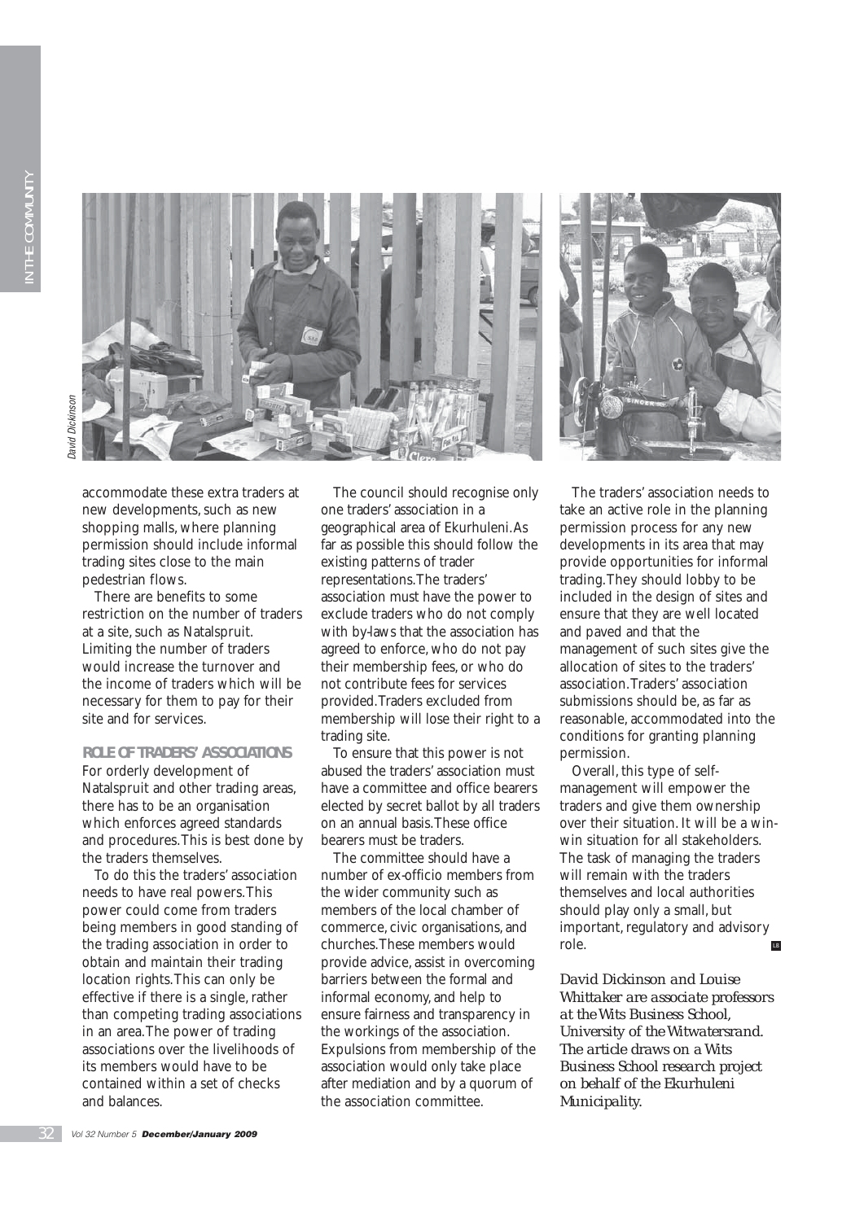accommodate these extra traders at new developments, such as new shopping malls, where planning permission should include informal trading sites close to the main pedestrian flows.

There are benefits to some restriction on the number of traders at a site, such as Natalspruit. Limiting the number of traders would increase the turnover and the income of traders which will be necessary for them to pay for their site and for services.

## ROLE OF TRADERS' ASSOCIATIONS

For orderly development of Natalspruit and other trading areas, there has to be an organisation which enforces agreed standards and procedures. This is best done by the traders themselves.

To do this the traders' association needs to have real powers. This power could come from traders being members in good standing of the trading association in order to obtain and maintain their trading location rights. This can only be effective if there is a single, rather than competing trading associations in an area. The power of trading associations over the livelihoods of its members would have to be contained within a set of checks and balances.

The council should recognise only one traders' association in a geographical area of Ekurhuleni. As far as possible this should follow the existing patterns of trader representations. The traders' association must have the power to exclude traders who do not comply with by-laws that the association has agreed to enforce, who do not pay their membership fees, or who do not contribute fees for services provided. Traders excluded from membership will lose their right to a trading site.

To ensure that this power is not abused the traders' association must have a committee and office bearers elected by secret ballot by all traders on an annual basis. These office bearers must be traders.

The committee should have a number of ex-officio members from the wider community such as members of the local chamber of commerce, civic organisations, and churches. These members would provide advice, assist in overcoming barriers between the formal and informal economy, and help to ensure fairness and transparency in the workings of the association. Expulsions from membership of the association would only take place after mediation and by a quorum of the association committee.

The traders' association needs to take an active role in the planning permission process for any new developments in its area that may provide opportunities for informal trading. They should lobby to be included in the design of sites and ensure that they are well located and paved and that the management of such sites give the allocation of sites to the traders' association. Traders' association submissions should be, as far as reasonable, accommodated into the conditions for granting planning permission.

Overall, this type of self-management will empower the traders and give them ownership over their situation. It will be a win-win situation for all stakeholders. The task of managing the traders will remain with the traders themselves and local authorities should play only a small, but important, regulatory and advisory role.

*David Dickinson and Louise Whittaker are associate professors at the Wits Business School, University of the Witwatersrand. The article draws on a Wits Business School research project on behalf of the Ekurhuleni Municipality.*